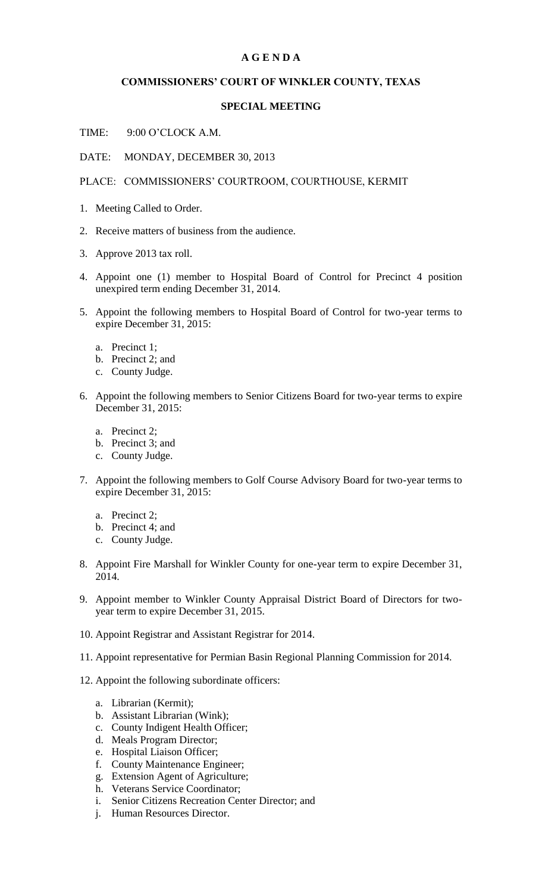# A G E N D A

## COMMISSIONERS' COURT OF WINKLER COUNTY, TEXAS

## SPECIAL MEETING

TIME: 9:00 O'CLOCK A.M.

DATE: MONDAY, DECEMBER 30, 2013

PLACE: COMMISSIONERS' COURTROOM, COURTHOUSE, KERMIT

1. Meeting Called to Order.
2. Receive matters of business from the audience.
3. Approve 2013 tax roll.
4. Appoint one (1) member to Hospital Board of Control for Precinct 4 position unexpired term ending December 31, 2014.
5. Appoint the following members to Hospital Board of Control for two-year terms to expire December 31, 2015:
   a. Precinct 1;
   b. Precinct 2; and
   c. County Judge.
6. Appoint the following members to Senior Citizens Board for two-year terms to expire December 31, 2015:
   a. Precinct 2;
   b. Precinct 3; and
   c. County Judge.
7. Appoint the following members to Golf Course Advisory Board for two-year terms to expire December 31, 2015:
   a. Precinct 2;
   b. Precinct 4; and
   c. County Judge.
8. Appoint Fire Marshall for Winkler County for one-year term to expire December 31, 2014.
9. Appoint member to Winkler County Appraisal District Board of Directors for two-year term to expire December 31, 2015.
10. Appoint Registrar and Assistant Registrar for 2014.
11. Appoint representative for Permian Basin Regional Planning Commission for 2014.
12. Appoint the following subordinate officers:
    a. Librarian (Kermit);
    b. Assistant Librarian (Wink);
    c. County Indigent Health Officer;
    d. Meals Program Director;
    e. Hospital Liaison Officer;
    f. County Maintenance Engineer;
    g. Extension Agent of Agriculture;
    h. Veterans Service Coordinator;
    i. Senior Citizens Recreation Center Director; and
    j. Human Resources Director.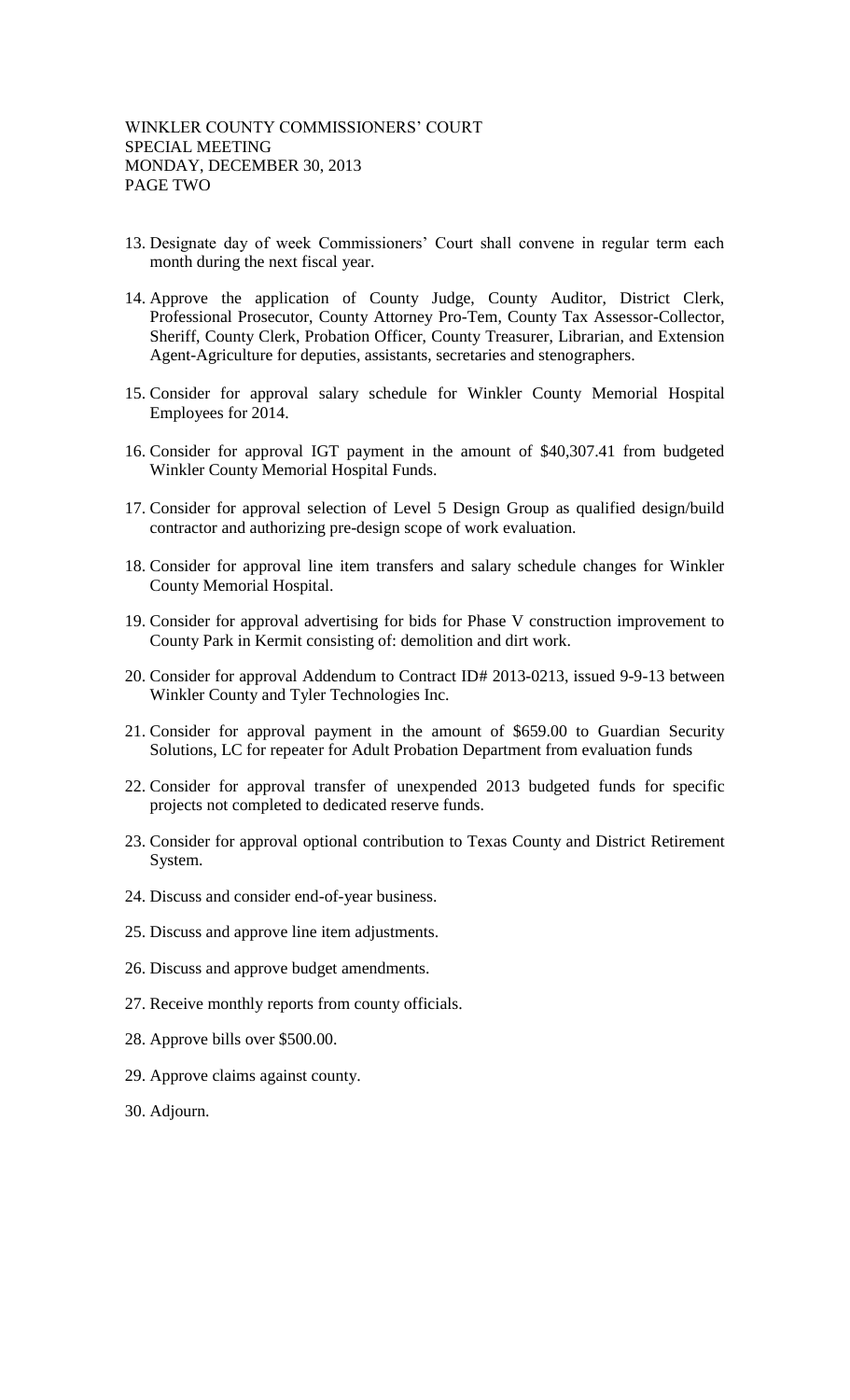13. Designate day of week Commissioners' Court shall convene in regular term each month during the next fiscal year.

14. Approve the application of County Judge, County Auditor, District Clerk, Professional Prosecutor, County Attorney Pro-Tem, County Tax Assessor-Collector, Sheriff, County Clerk, Probation Officer, County Treasurer, Librarian, and Extension Agent-Agriculture for deputies, assistants, secretaries and stenographers.

15. Consider for approval salary schedule for Winkler County Memorial Hospital Employees for 2014.

16. Consider for approval IGT payment in the amount of $40,307.41 from budgeted Winkler County Memorial Hospital Funds.

17. Consider for approval selection of Level 5 Design Group as qualified design/build contractor and authorizing pre-design scope of work evaluation.

18. Consider for approval line item transfers and salary schedule changes for Winkler County Memorial Hospital.

19. Consider for approval advertising for bids for Phase V construction improvement to County Park in Kermit consisting of: demolition and dirt work.

20. Consider for approval Addendum to Contract ID# 2013-0213, issued 9-9-13 between Winkler County and Tyler Technologies Inc.

21. Consider for approval payment in the amount of $659.00 to Guardian Security Solutions, LC for repeater for Adult Probation Department from evaluation funds

22. Consider for approval transfer of unexpended 2013 budgeted funds for specific projects not completed to dedicated reserve funds.

23. Consider for approval optional contribution to Texas County and District Retirement System.

24. Discuss and consider end-of-year business.

25. Discuss and approve line item adjustments.

26. Discuss and approve budget amendments.

27. Receive monthly reports from county officials.

28. Approve bills over $500.00.

29. Approve claims against county.

30. Adjourn.